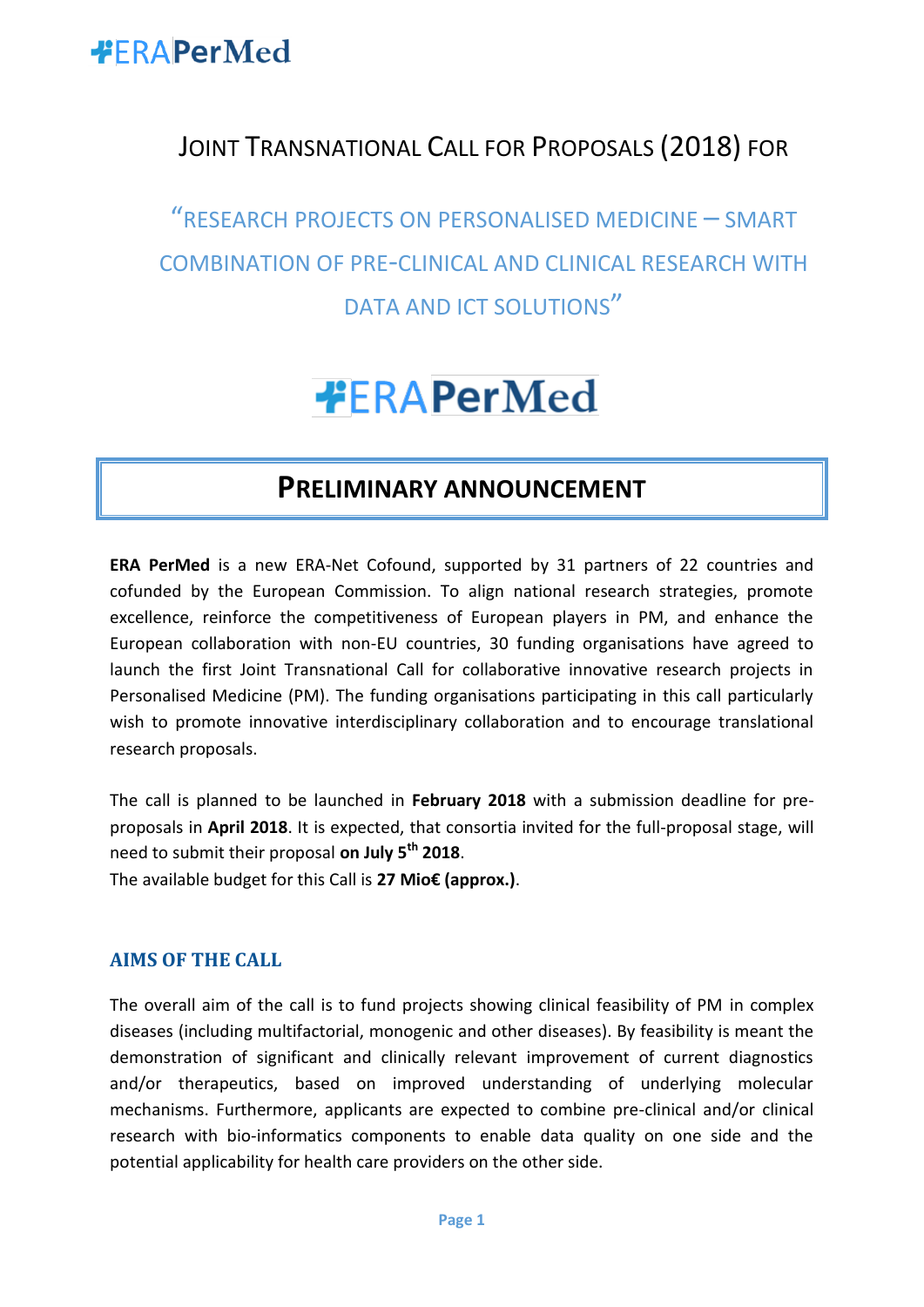# JOINT TRANSNATIONAL CALL FOR PROPOSALS (2018) FOR

## "RESEARCH PROJECTS ON PERSONALISED MEDICINE – SMART COMBINATION OF PRE-CLINICAL AND CLINICAL RESEARCH WITH DATA AND ICT SOLUTIONS"

ERAPerMed

# PRELIMINARY ANNOUNCEMENT

**ERA PerMed** is a new ERA-Net Cofound, supported by 31 partners of 22 countries and cofunded by the European Commission. To align national research strategies, promote excellence, reinforce the competitiveness of European players in PM, and enhance the European collaboration with non-EU countries, 30 funding organisations have agreed to launch the first Joint Transnational Call for collaborative innovative research projects in Personalised Medicine (PM). The funding organisations participating in this call particularly wish to promote innovative interdisciplinary collaboration and to encourage translational research proposals.

The call is planned to be launched in **February 2018** with a submission deadline for pre-proposals in **April 2018**. It is expected, that consortia invited for the full-proposal stage, will need to submit their proposal **on July 5th 2018**.
The available budget for this Call is **27 Mio€ (approx.)**.

### AIMS OF THE CALL

The overall aim of the call is to fund projects showing clinical feasibility of PM in complex diseases (including multifactorial, monogenic and other diseases). By feasibility is meant the demonstration of significant and clinically relevant improvement of current diagnostics and/or therapeutics, based on improved understanding of underlying molecular mechanisms. Furthermore, applicants are expected to combine pre-clinical and/or clinical research with bio-informatics components to enable data quality on one side and the potential applicability for health care providers on the other side.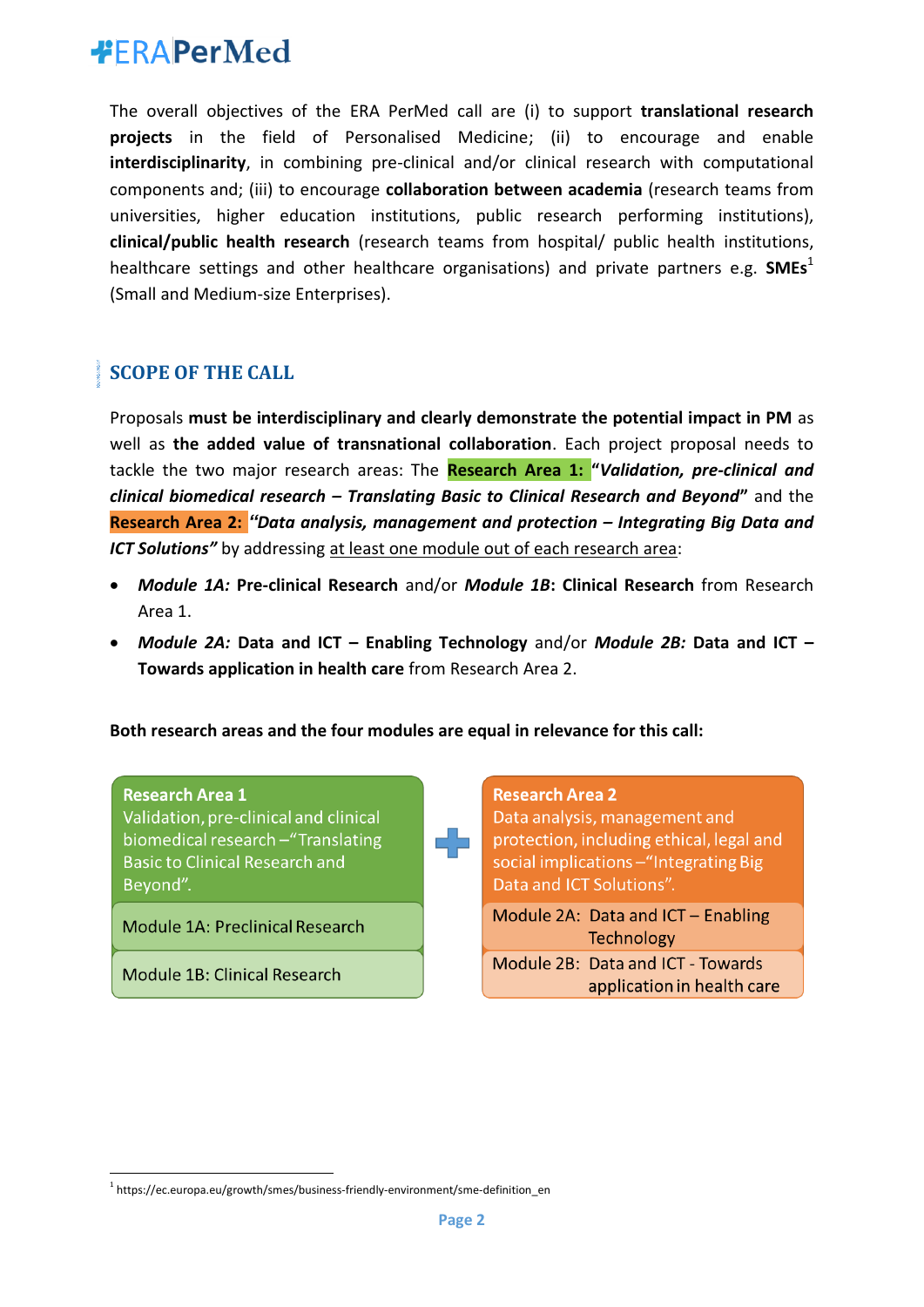The overall objectives of the ERA PerMed call are (i) to support **translational research projects** in the field of Personalised Medicine; (ii) to encourage and enable **interdisciplinarity**, in combining pre-clinical and/or clinical research with computational components and; (iii) to encourage **collaboration between academia** (research teams from universities, higher education institutions, public research performing institutions), **clinical/public health research** (research teams from hospital/ public health institutions, healthcare settings and other healthcare organisations) and private partners e.g. **SMEs**[1] (Small and Medium-size Enterprises).

## SCOPE OF THE CALL

Proposals **must be interdisciplinary and clearly demonstrate the potential impact in PM** as well as **the added value of transnational collaboration**. Each project proposal needs to tackle the two major research areas: The **Research Area 1:** **"*Validation, pre-clinical and clinical biomedical research – Translating Basic to Clinical Research and Beyond*"** and the **Research Area 2:** **"*Data analysis, management and protection – Integrating Big Data and ICT Solutions*"** by addressing at least one module out of each research area:

- ***Module 1A:*** **Pre-clinical Research** and/or ***Module 1B*****: Clinical Research** from Research Area 1.
- ***Module 2A:*** **Data and ICT – Enabling Technology** and/or ***Module 2B:*** **Data and ICT – Towards application in health care** from Research Area 2.

**Both research areas and the four modules are equal in relevance for this call:**

| Research Area 1 | | Research Area 2 |
|---|---|---|
| **Research Area 1** Validation, pre-clinical and clinical biomedical research –"Translating Basic to Clinical Research and Beyond". | + | **Research Area 2** Data analysis, management and protection, including ethical, legal and social implications –"Integrating Big Data and ICT Solutions". |
| Module 1A: Preclinical Research | | Module 2A: Data and ICT – Enabling Technology |
| Module 1B: Clinical Research | | Module 2B: Data and ICT - Towards application in health care |

[1] https://ec.europa.eu/growth/smes/business-friendly-environment/sme-definition_en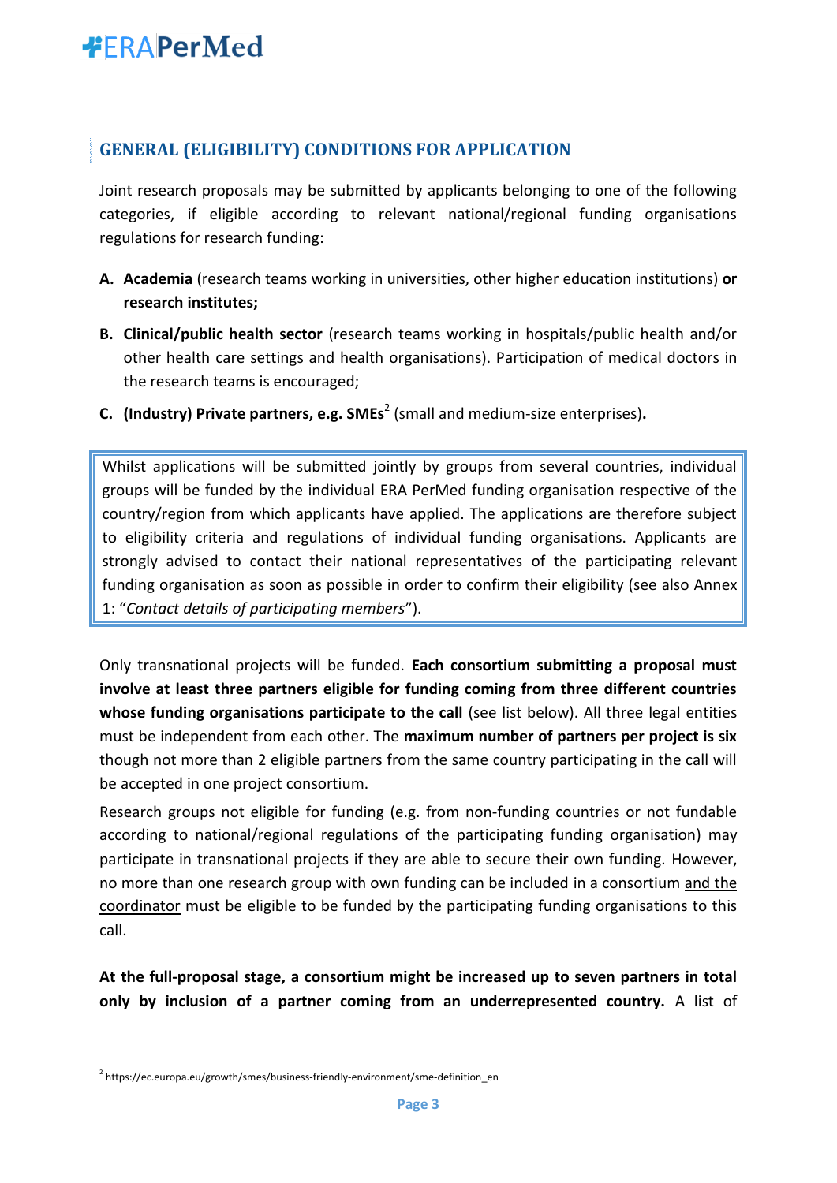## GENERAL (ELIGIBILITY) CONDITIONS FOR APPLICATION

Joint research proposals may be submitted by applicants belonging to one of the following categories, if eligible according to relevant national/regional funding organisations regulations for research funding:

A. **Academia** (research teams working in universities, other higher education institutions) **or research institutes;**
B. **Clinical/public health sector** (research teams working in hospitals/public health and/or other health care settings and health organisations). Participation of medical doctors in the research teams is encouraged;
C. **(Industry) Private partners, e.g. SMEs**[2] (small and medium-size enterprises)**.**

> Whilst applications will be submitted jointly by groups from several countries, individual groups will be funded by the individual ERA PerMed funding organisation respective of the country/region from which applicants have applied. The applications are therefore subject to eligibility criteria and regulations of individual funding organisations. Applicants are strongly advised to contact their national representatives of the participating relevant funding organisation as soon as possible in order to confirm their eligibility (see also Annex 1: "*Contact details of participating members*").

Only transnational projects will be funded. **Each consortium submitting a proposal must involve at least three partners eligible for funding coming from three different countries whose funding organisations participate to the call** (see list below). All three legal entities must be independent from each other. The **maximum number of partners per project is six** though not more than 2 eligible partners from the same country participating in the call will be accepted in one project consortium.

Research groups not eligible for funding (e.g. from non-funding countries or not fundable according to national/regional regulations of the participating funding organisation) may participate in transnational projects if they are able to secure their own funding. However, no more than one research group with own funding can be included in a consortium <u>and the coordinator</u> must be eligible to be funded by the participating funding organisations to this call.

**At the full-proposal stage, a consortium might be increased up to seven partners in total only by inclusion of a partner coming from an underrepresented country.** A list of

[2] https://ec.europa.eu/growth/smes/business-friendly-environment/sme-definition_en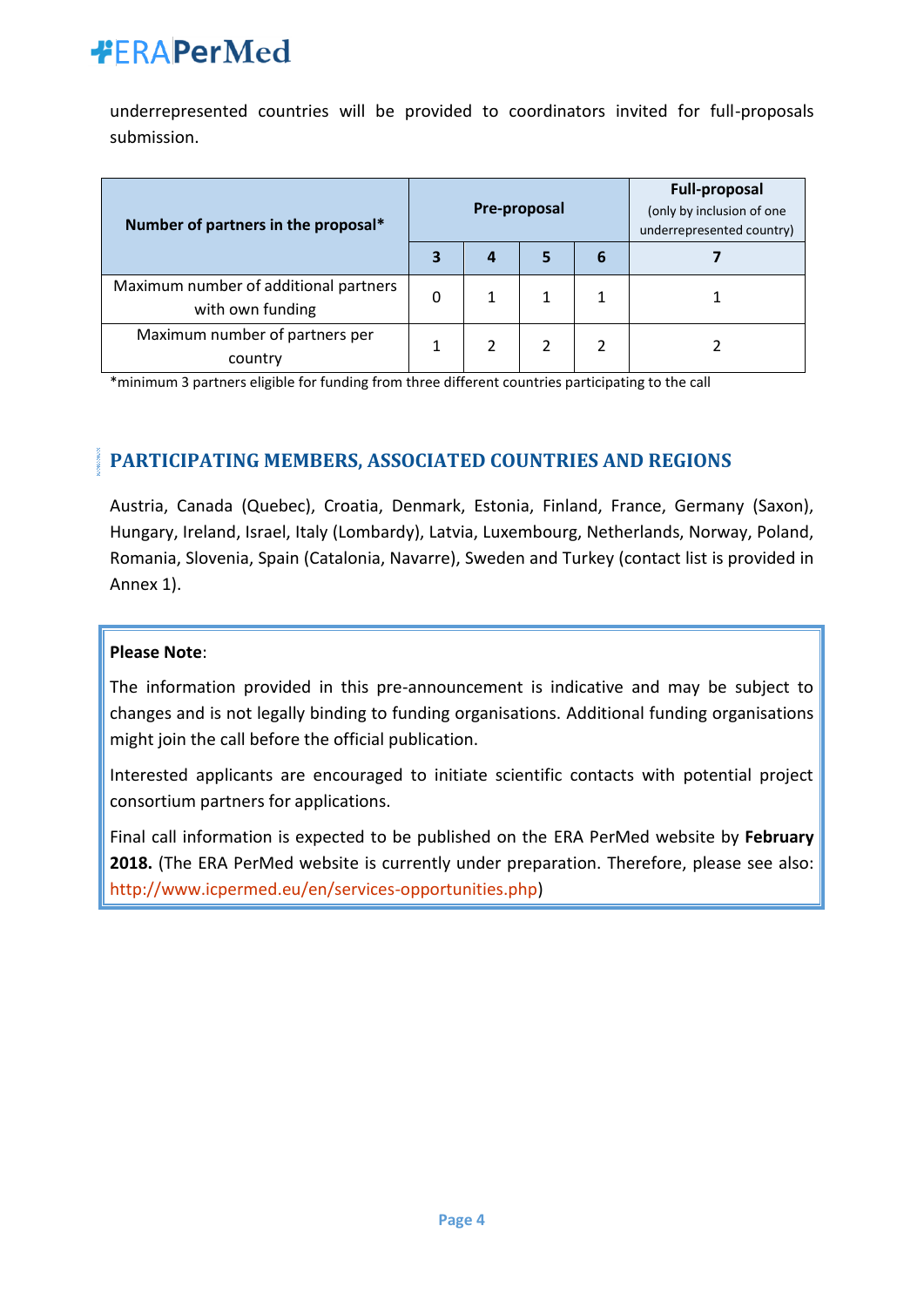underrepresented countries will be provided to coordinators invited for full-proposals submission.

| Number of partners in the proposal* | Pre-proposal | | | | Full-proposal (only by inclusion of one underrepresented country) |
|---|---|---|---|---|---|
| | 3 | 4 | 5 | 6 | 7 |
| Maximum number of additional partners with own funding | 0 | 1 | 1 | 1 | 1 |
| Maximum number of partners per country | 1 | 2 | 2 | 2 | 2 |

*minimum 3 partners eligible for funding from three different countries participating to the call

## PARTICIPATING MEMBERS, ASSOCIATED COUNTRIES AND REGIONS

Austria, Canada (Quebec), Croatia, Denmark, Estonia, Finland, France, Germany (Saxon), Hungary, Ireland, Israel, Italy (Lombardy), Latvia, Luxembourg, Netherlands, Norway, Poland, Romania, Slovenia, Spain (Catalonia, Navarre), Sweden and Turkey (contact list is provided in Annex 1).

**Please Note**:

The information provided in this pre-announcement is indicative and may be subject to changes and is not legally binding to funding organisations. Additional funding organisations might join the call before the official publication.

Interested applicants are encouraged to initiate scientific contacts with potential project consortium partners for applications.

Final call information is expected to be published on the ERA PerMed website by **February 2018.** (The ERA PerMed website is currently under preparation. Therefore, please see also: http://www.icpermed.eu/en/services-opportunities.php)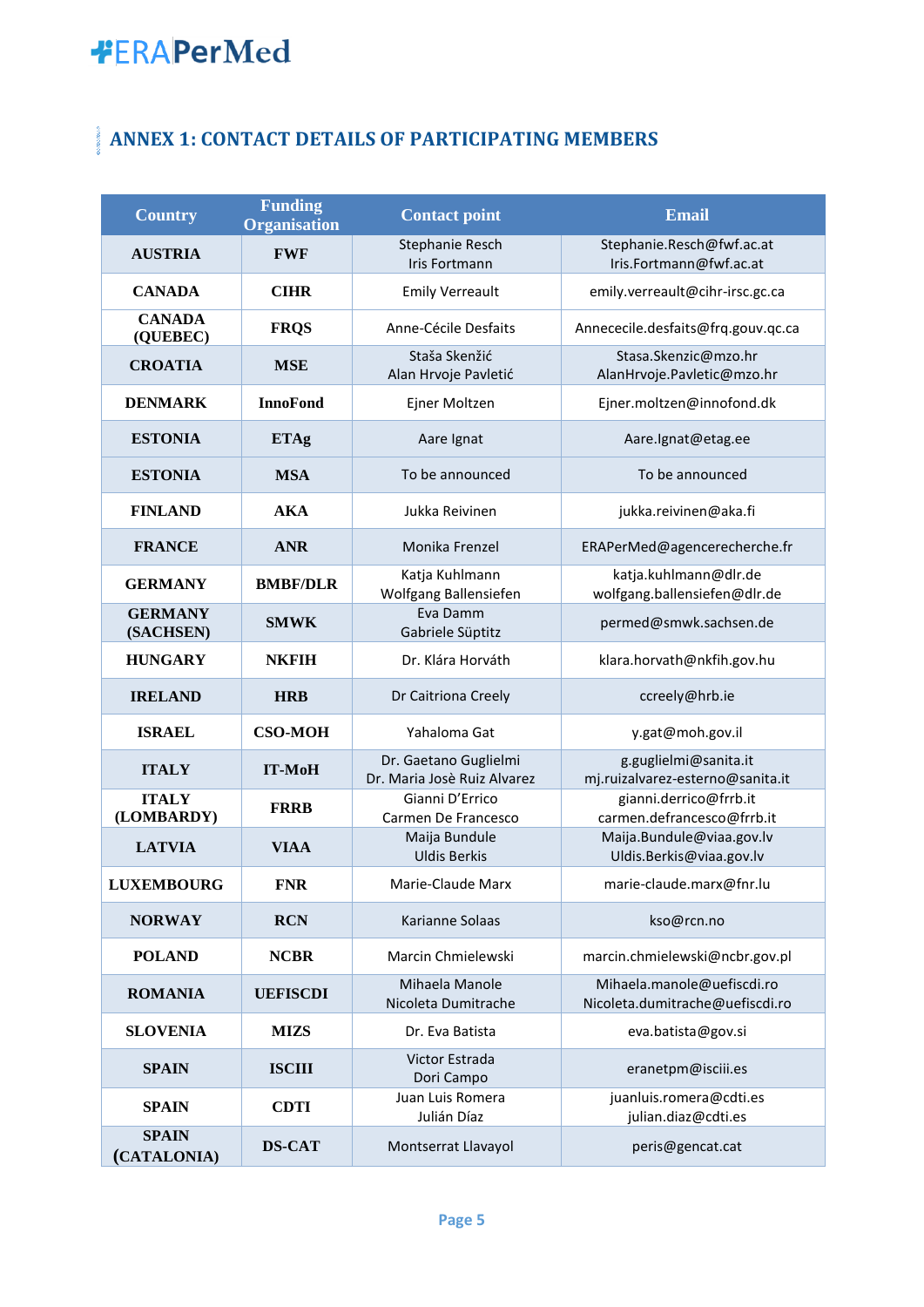## ANNEX 1: CONTACT DETAILS OF PARTICIPATING MEMBERS

| Country | Funding Organisation | Contact point | Email |
|---|---|---|---|
| AUSTRIA | FWF | Stephanie Resch<br>Iris Fortmann | Stephanie.Resch@fwf.ac.at<br>Iris.Fortmann@fwf.ac.at |
| CANADA | CIHR | Emily Verreault | emily.verreault@cihr-irsc.gc.ca |
| CANADA (QUEBEC) | FRQS | Anne-Cécile Desfaits | Annececile.desfaits@frq.gouv.qc.ca |
| CROATIA | MSE | Staša Skenžić<br>Alan Hrvoje Pavletić | Stasa.Skenzic@mzo.hr<br>AlanHrvoje.Pavletic@mzo.hr |
| DENMARK | InnoFond | Ejner Moltzen | Ejner.moltzen@innofond.dk |
| ESTONIA | ETAg | Aare Ignat | Aare.Ignat@etag.ee |
| ESTONIA | MSA | To be announced | To be announced |
| FINLAND | AKA | Jukka Reivinen | jukka.reivinen@aka.fi |
| FRANCE | ANR | Monika Frenzel | ERAPerMed@agencerecherche.fr |
| GERMANY | BMBF/DLR | Katja Kuhlmann<br>Wolfgang Ballensiefen | katja.kuhlmann@dlr.de<br>wolfgang.ballensiefen@dlr.de |
| GERMANY (SACHSEN) | SMWK | Eva Damm<br>Gabriele Süptitz | permed@smwk.sachsen.de |
| HUNGARY | NKFIH | Dr. Klára Horváth | klara.horvath@nkfih.gov.hu |
| IRELAND | HRB | Dr Caitriona Creely | ccreely@hrb.ie |
| ISRAEL | CSO-MOH | Yahaloma Gat | y.gat@moh.gov.il |
| ITALY | IT-MoH | Dr. Gaetano Guglielmi<br>Dr. Maria Josè Ruiz Alvarez | g.guglielmi@sanita.it<br>mj.ruizalvarez-esterno@sanita.it |
| ITALY (LOMBARDY) | FRRB | Gianni D'Errico<br>Carmen De Francesco | gianni.derrico@frrb.it<br>carmen.defrancesco@frrb.it |
| LATVIA | VIAA | Maija Bundule<br>Uldis Berkis | Maija.Bundule@viaa.gov.lv<br>Uldis.Berkis@viaa.gov.lv |
| LUXEMBOURG | FNR | Marie-Claude Marx | marie-claude.marx@fnr.lu |
| NORWAY | RCN | Karianne Solaas | kso@rcn.no |
| POLAND | NCBR | Marcin Chmielewski | marcin.chmielewski@ncbr.gov.pl |
| ROMANIA | UEFISCDI | Mihaela Manole<br>Nicoleta Dumitrache | Mihaela.manole@uefiscdi.ro<br>Nicoleta.dumitrache@uefiscdi.ro |
| SLOVENIA | MIZS | Dr. Eva Batista | eva.batista@gov.si |
| SPAIN | ISCIII | Victor Estrada<br>Dori Campo | eranetpm@isciii.es |
| SPAIN | CDTI | Juan Luis Romera<br>Julián Díaz | juanluis.romera@cdti.es<br>julian.diaz@cdti.es |
| SPAIN (CATALONIA) | DS-CAT | Montserrat Llavayol | peris@gencat.cat |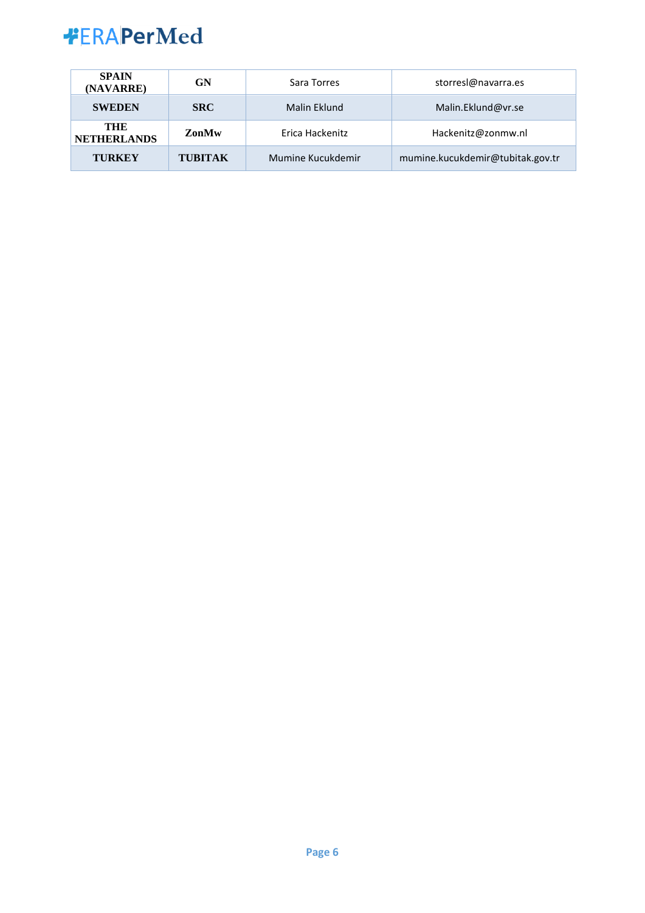| | | | |
|---|---|---|---|
| **SPAIN (NAVARRE)** | **GN** | Sara Torres | storresl@navarra.es |
| **SWEDEN** | **SRC** | Malin Eklund | Malin.Eklund@vr.se |
| **THE NETHERLANDS** | **ZonMw** | Erica Hackenitz | Hackenitz@zonmw.nl |
| **TURKEY** | **TUBITAK** | Mumine Kucukdemir | mumine.kucukdemir@tubitak.gov.tr |